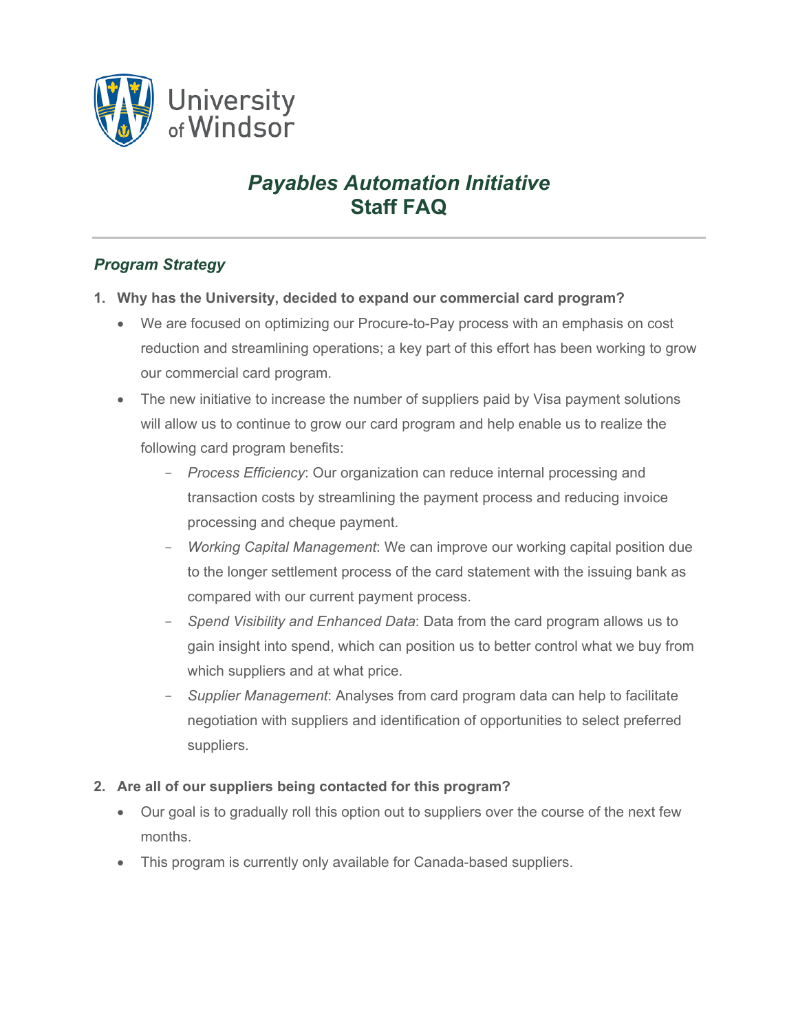University of Windsor

# *Payables Automation Initiative*
# Staff FAQ

---

## *Program Strategy*

1. **Why has the University, decided to expand our commercial card program?**
   - We are focused on optimizing our Procure-to-Pay process with an emphasis on cost reduction and streamlining operations; a key part of this effort has been working to grow our commercial card program.
   - The new initiative to increase the number of suppliers paid by Visa payment solutions will allow us to continue to grow our card program and help enable us to realize the following card program benefits:
     - *Process Efficiency*: Our organization can reduce internal processing and transaction costs by streamlining the payment process and reducing invoice processing and cheque payment.
     - *Working Capital Management*: We can improve our working capital position due to the longer settlement process of the card statement with the issuing bank as compared with our current payment process.
     - *Spend Visibility and Enhanced Data*: Data from the card program allows us to gain insight into spend, which can position us to better control what we buy from which suppliers and at what price.
     - *Supplier Management*: Analyses from card program data can help to facilitate negotiation with suppliers and identification of opportunities to select preferred suppliers.

2. **Are all of our suppliers being contacted for this program?**
   - Our goal is to gradually roll this option out to suppliers over the course of the next few months.
   - This program is currently only available for Canada-based suppliers.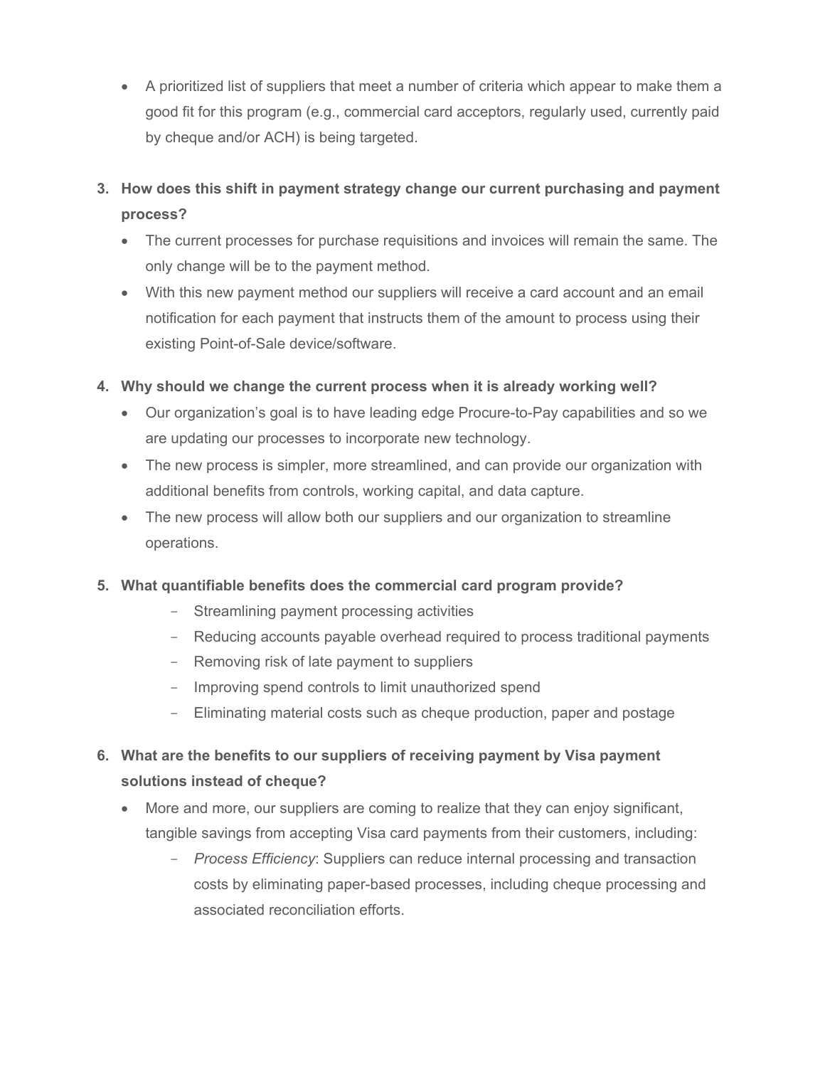- A prioritized list of suppliers that meet a number of criteria which appear to make them a good fit for this program (e.g., commercial card acceptors, regularly used, currently paid by cheque and/or ACH) is being targeted.

3. **How does this shift in payment strategy change our current purchasing and payment process?**
   - The current processes for purchase requisitions and invoices will remain the same. The only change will be to the payment method.
   - With this new payment method our suppliers will receive a card account and an email notification for each payment that instructs them of the amount to process using their existing Point-of-Sale device/software.

4. **Why should we change the current process when it is already working well?**
   - Our organization's goal is to have leading edge Procure-to-Pay capabilities and so we are updating our processes to incorporate new technology.
   - The new process is simpler, more streamlined, and can provide our organization with additional benefits from controls, working capital, and data capture.
   - The new process will allow both our suppliers and our organization to streamline operations.

5. **What quantifiable benefits does the commercial card program provide?**
   - Streamlining payment processing activities
   - Reducing accounts payable overhead required to process traditional payments
   - Removing risk of late payment to suppliers
   - Improving spend controls to limit unauthorized spend
   - Eliminating material costs such as cheque production, paper and postage

6. **What are the benefits to our suppliers of receiving payment by Visa payment solutions instead of cheque?**
   - More and more, our suppliers are coming to realize that they can enjoy significant, tangible savings from accepting Visa card payments from their customers, including:
     - *Process Efficiency*: Suppliers can reduce internal processing and transaction costs by eliminating paper-based processes, including cheque processing and associated reconciliation efforts.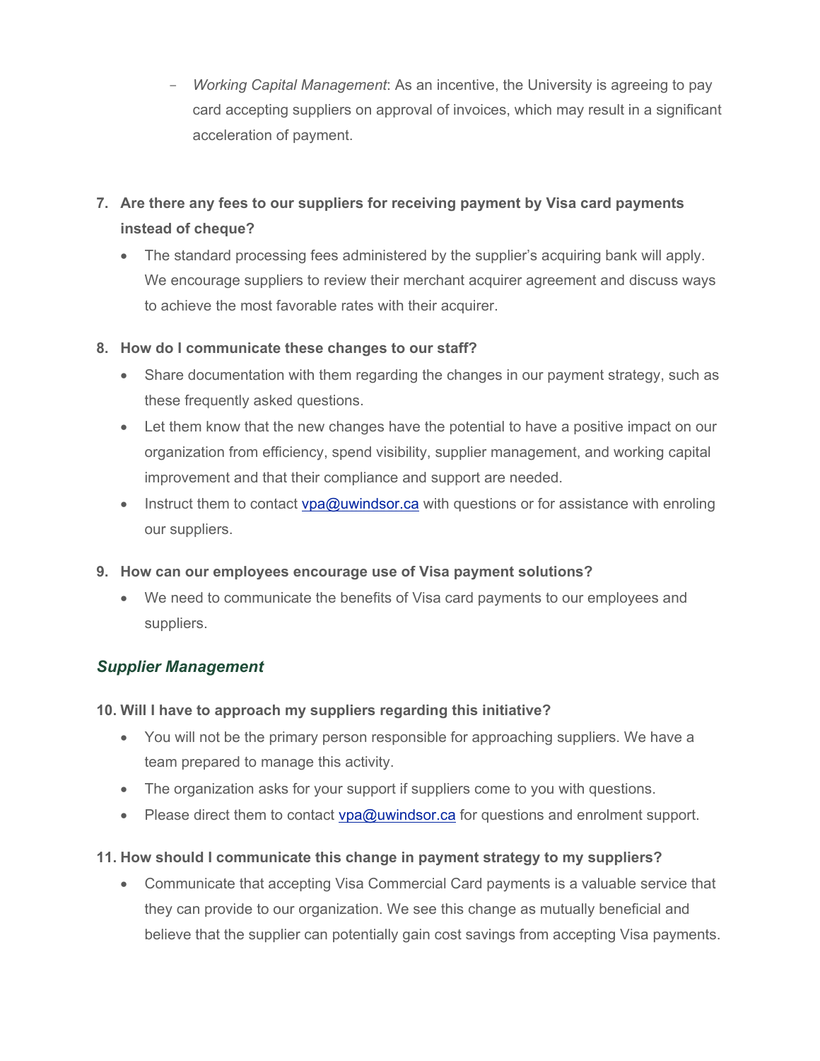- *Working Capital Management*: As an incentive, the University is agreeing to pay card accepting suppliers on approval of invoices, which may result in a significant acceleration of payment.

7. **Are there any fees to our suppliers for receiving payment by Visa card payments instead of cheque?**
   - The standard processing fees administered by the supplier's acquiring bank will apply. We encourage suppliers to review their merchant acquirer agreement and discuss ways to achieve the most favorable rates with their acquirer.

8. **How do I communicate these changes to our staff?**
   - Share documentation with them regarding the changes in our payment strategy, such as these frequently asked questions.
   - Let them know that the new changes have the potential to have a positive impact on our organization from efficiency, spend visibility, supplier management, and working capital improvement and that their compliance and support are needed.
   - Instruct them to contact [vpa@uwindsor.ca](mailto:vpa@uwindsor.ca) with questions or for assistance with enroling our suppliers.

9. **How can our employees encourage use of Visa payment solutions?**
   - We need to communicate the benefits of Visa card payments to our employees and suppliers.

## *Supplier Management*

10. **Will I have to approach my suppliers regarding this initiative?**
    - You will not be the primary person responsible for approaching suppliers. We have a team prepared to manage this activity.
    - The organization asks for your support if suppliers come to you with questions.
    - Please direct them to contact [vpa@uwindsor.ca](mailto:vpa@uwindsor.ca) for questions and enrolment support.

11. **How should I communicate this change in payment strategy to my suppliers?**
    - Communicate that accepting Visa Commercial Card payments is a valuable service that they can provide to our organization. We see this change as mutually beneficial and believe that the supplier can potentially gain cost savings from accepting Visa payments.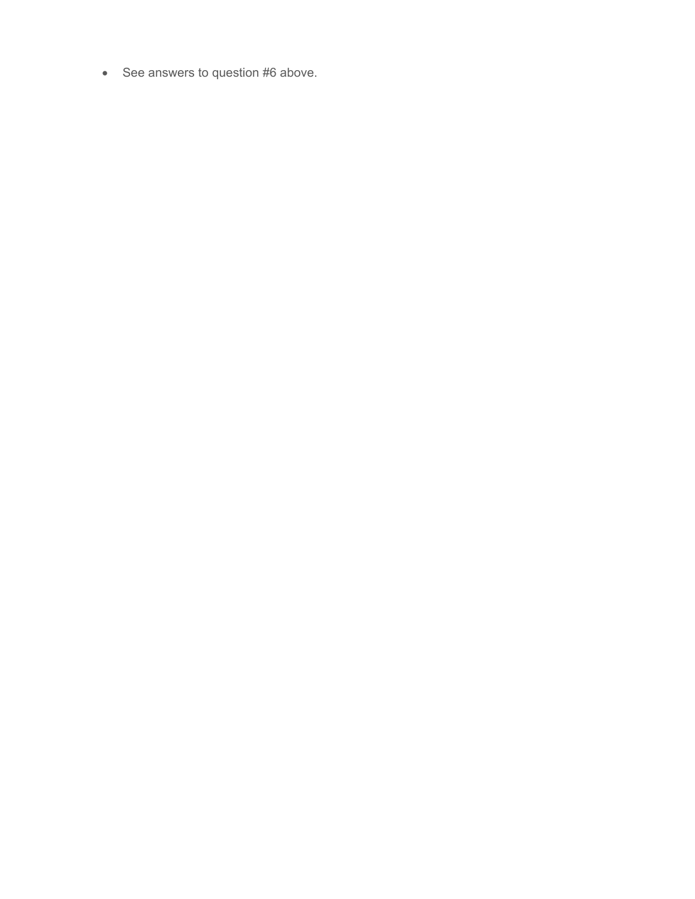- See answers to question #6 above.